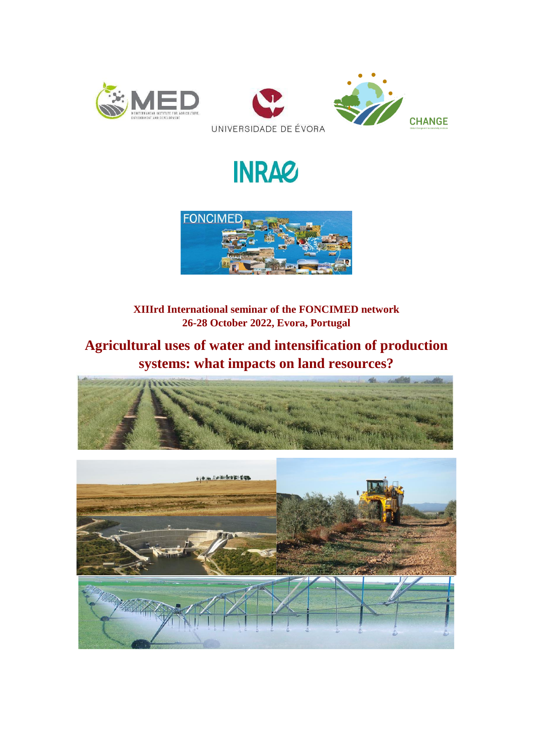MED
MEDITERRANEAN INSTITUTE FOR AGRICULTURE, ENVIRONMENT AND DEVELOPMENT

UNIVERSIDADE DE ÉVORA

CHANGE

INRAE

FONCIMED

**XIIIrd International seminar of the FONCIMED network**
**26-28 October 2022, Evora, Portugal**

# Agricultural uses of water and intensification of production systems: what impacts on land resources?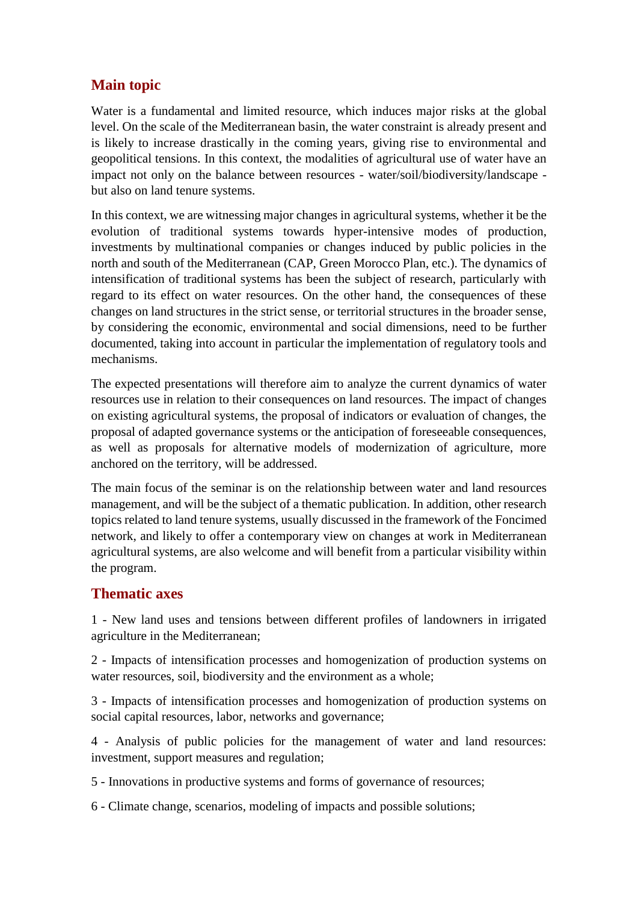## Main topic

Water is a fundamental and limited resource, which induces major risks at the global level. On the scale of the Mediterranean basin, the water constraint is already present and is likely to increase drastically in the coming years, giving rise to environmental and geopolitical tensions. In this context, the modalities of agricultural use of water have an impact not only on the balance between resources - water/soil/biodiversity/landscape - but also on land tenure systems.

In this context, we are witnessing major changes in agricultural systems, whether it be the evolution of traditional systems towards hyper-intensive modes of production, investments by multinational companies or changes induced by public policies in the north and south of the Mediterranean (CAP, Green Morocco Plan, etc.). The dynamics of intensification of traditional systems has been the subject of research, particularly with regard to its effect on water resources. On the other hand, the consequences of these changes on land structures in the strict sense, or territorial structures in the broader sense, by considering the economic, environmental and social dimensions, need to be further documented, taking into account in particular the implementation of regulatory tools and mechanisms.

The expected presentations will therefore aim to analyze the current dynamics of water resources use in relation to their consequences on land resources. The impact of changes on existing agricultural systems, the proposal of indicators or evaluation of changes, the proposal of adapted governance systems or the anticipation of foreseeable consequences, as well as proposals for alternative models of modernization of agriculture, more anchored on the territory, will be addressed.

The main focus of the seminar is on the relationship between water and land resources management, and will be the subject of a thematic publication. In addition, other research topics related to land tenure systems, usually discussed in the framework of the Foncimed network, and likely to offer a contemporary view on changes at work in Mediterranean agricultural systems, are also welcome and will benefit from a particular visibility within the program.

## Thematic axes

1 - New land uses and tensions between different profiles of landowners in irrigated agriculture in the Mediterranean;

2 - Impacts of intensification processes and homogenization of production systems on water resources, soil, biodiversity and the environment as a whole;

3 - Impacts of intensification processes and homogenization of production systems on social capital resources, labor, networks and governance;

4 - Analysis of public policies for the management of water and land resources: investment, support measures and regulation;

5 - Innovations in productive systems and forms of governance of resources;

6 - Climate change, scenarios, modeling of impacts and possible solutions;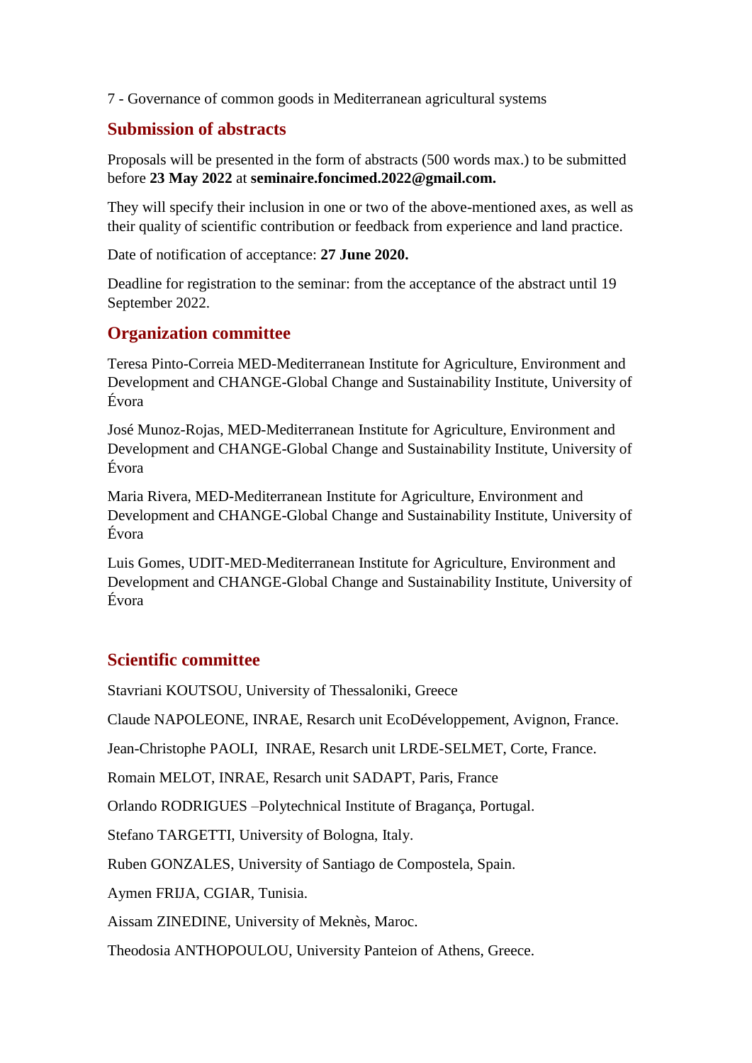7 - Governance of common goods in Mediterranean agricultural systems

## Submission of abstracts

Proposals will be presented in the form of abstracts (500 words max.) to be submitted before **23 May 2022** at **seminaire.foncimed.2022@gmail.com.**

They will specify their inclusion in one or two of the above-mentioned axes, as well as their quality of scientific contribution or feedback from experience and land practice.

Date of notification of acceptance: **27 June 2020.**

Deadline for registration to the seminar: from the acceptance of the abstract until 19 September 2022.

## Organization committee

Teresa Pinto-Correia MED-Mediterranean Institute for Agriculture, Environment and Development and CHANGE-Global Change and Sustainability Institute, University of Évora

José Munoz-Rojas, MED-Mediterranean Institute for Agriculture, Environment and Development and CHANGE-Global Change and Sustainability Institute, University of Évora

Maria Rivera, MED-Mediterranean Institute for Agriculture, Environment and Development and CHANGE-Global Change and Sustainability Institute, University of Évora

Luis Gomes, UDIT-MED-Mediterranean Institute for Agriculture, Environment and Development and CHANGE-Global Change and Sustainability Institute, University of Évora

## Scientific committee

Stavriani KOUTSOU, University of Thessaloniki, Greece

Claude NAPOLEONE, INRAE, Resarch unit EcoDéveloppement, Avignon, France.

Jean-Christophe PAOLI, INRAE, Resarch unit LRDE-SELMET, Corte, France.

Romain MELOT, INRAE, Resarch unit SADAPT, Paris, France

Orlando RODRIGUES –Polytechnical Institute of Bragança, Portugal.

Stefano TARGETTI, University of Bologna, Italy.

Ruben GONZALES, University of Santiago de Compostela, Spain.

Aymen FRIJA, CGIAR, Tunisia.

Aissam ZINEDINE, University of Meknès, Maroc.

Theodosia ANTHOPOULOU, University Panteion of Athens, Greece.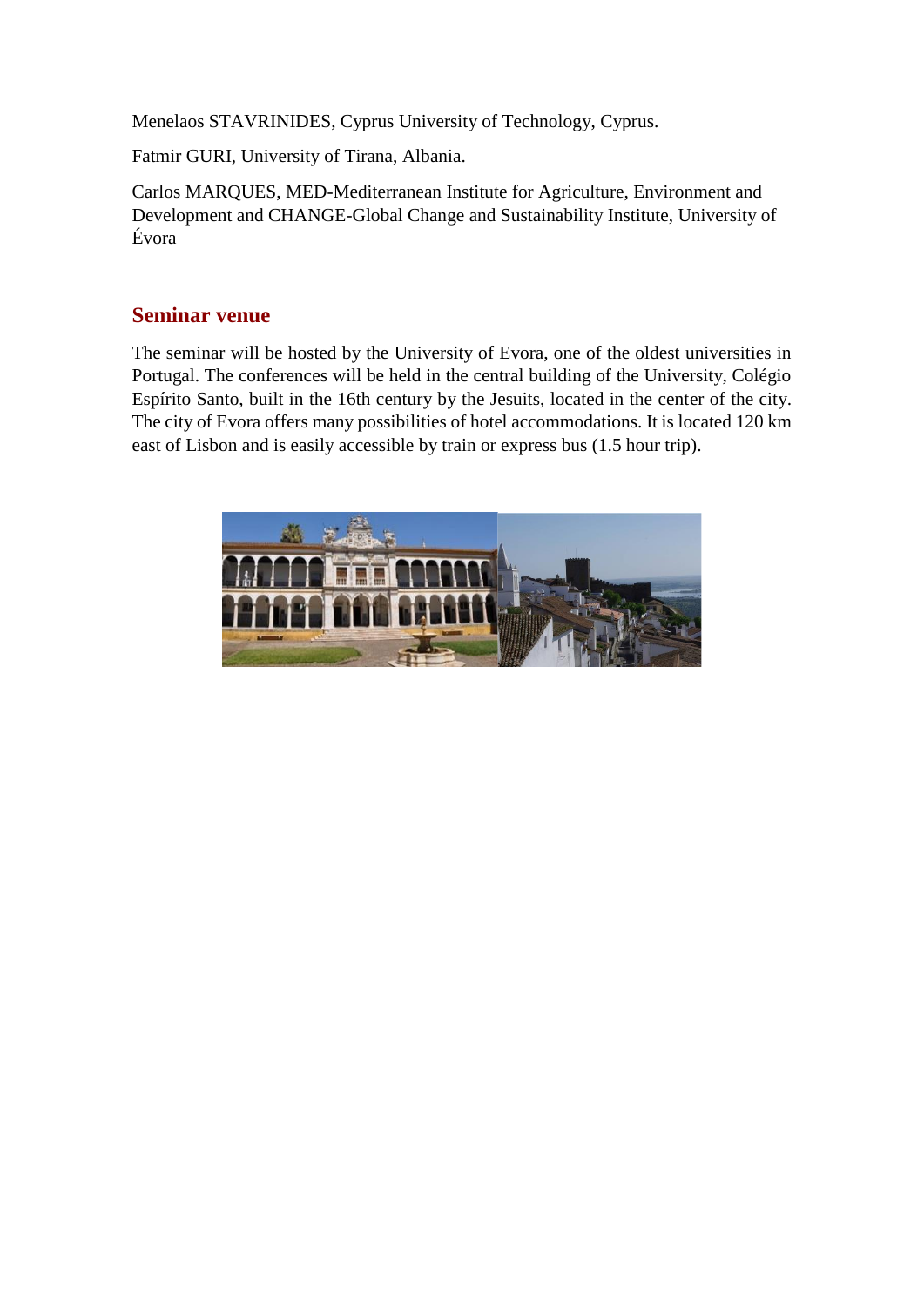Menelaos STAVRINIDES, Cyprus University of Technology, Cyprus.

Fatmir GURI, University of Tirana, Albania.

Carlos MARQUES, MED-Mediterranean Institute for Agriculture, Environment and Development and CHANGE-Global Change and Sustainability Institute, University of Évora

## Seminar venue

The seminar will be hosted by the University of Evora, one of the oldest universities in Portugal. The conferences will be held in the central building of the University, Colégio Espírito Santo, built in the 16th century by the Jesuits, located in the center of the city. The city of Evora offers many possibilities of hotel accommodations. It is located 120 km east of Lisbon and is easily accessible by train or express bus (1.5 hour trip).